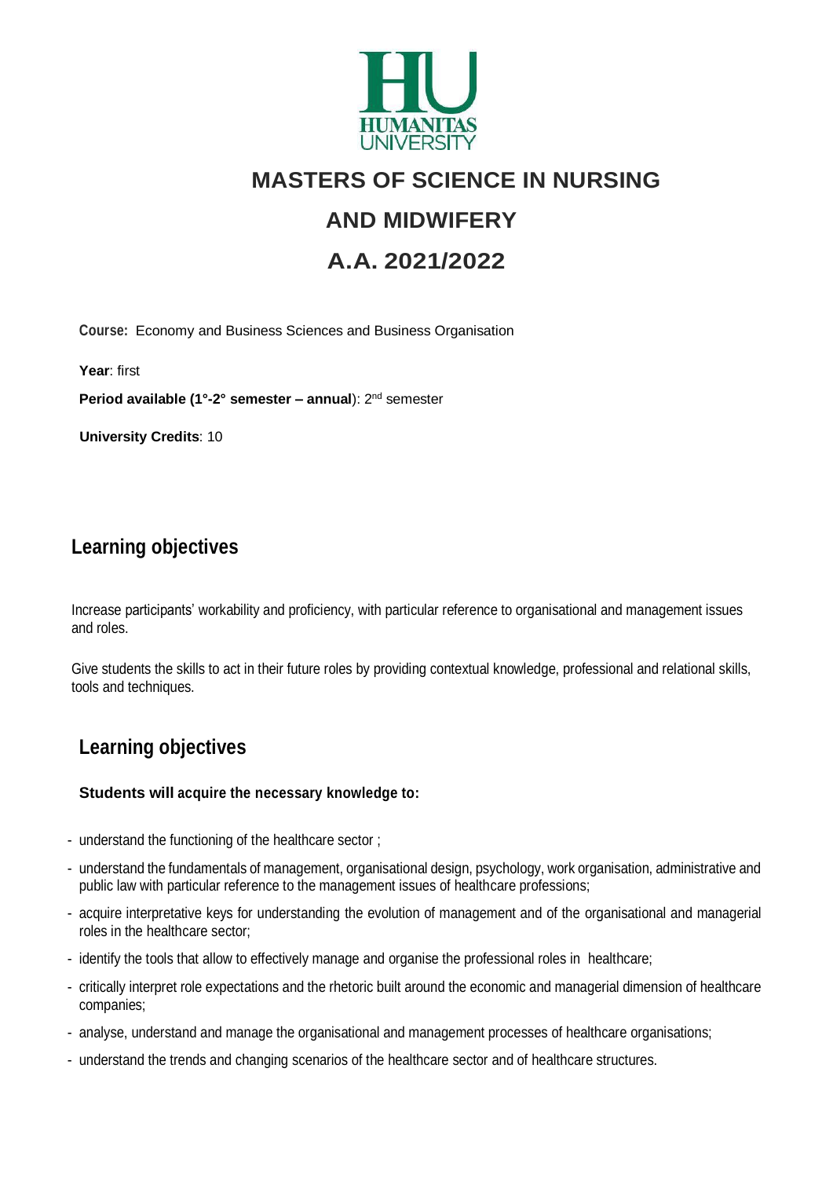HUMANITAS UNIVERSITY

# MASTERS OF SCIENCE IN NURSING AND MIDWIFERY

# A.A. 2021/2022

**Course:** Economy and Business Sciences and Business Organisation

**Year**: first

**Period available (1°-2° semester – annual**): 2nd semester

**University Credits**: 10

## Learning objectives

Increase participants' workability and proficiency, with particular reference to organisational and management issues and roles.

Give students the skills to act in their future roles by providing contextual knowledge, professional and relational skills, tools and techniques.

## Learning objectives

**Students will acquire the necessary knowledge to:**

- understand the functioning of the healthcare sector ;
- understand the fundamentals of management, organisational design, psychology, work organisation, administrative and public law with particular reference to the management issues of healthcare professions;
- acquire interpretative keys for understanding the evolution of management and of the organisational and managerial roles in the healthcare sector;
- identify the tools that allow to effectively manage and organise the professional roles in healthcare;
- critically interpret role expectations and the rhetoric built around the economic and managerial dimension of healthcare companies;
- analyse, understand and manage the organisational and management processes of healthcare organisations;
- understand the trends and changing scenarios of the healthcare sector and of healthcare structures.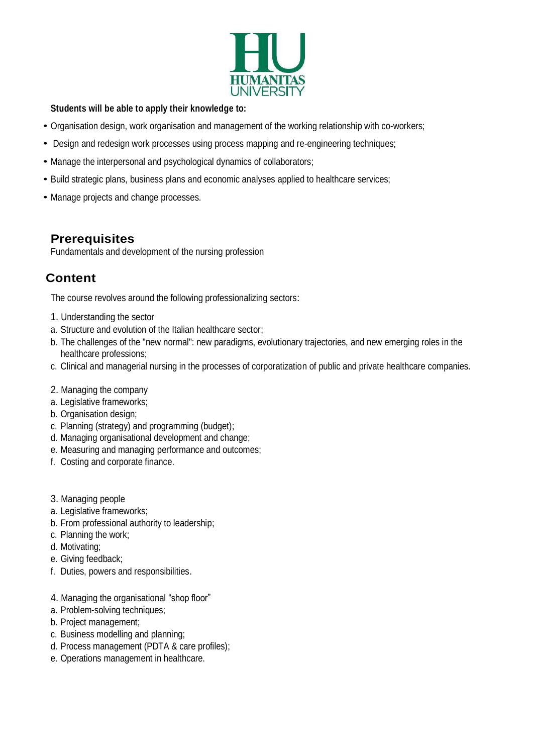**Students will be able to apply their knowledge to:**

- Organisation design, work organisation and management of the working relationship with co-workers;
- Design and redesign work processes using process mapping and re-engineering techniques;
- Manage the interpersonal and psychological dynamics of collaborators;
- Build strategic plans, business plans and economic analyses applied to healthcare services;
- Manage projects and change processes.

## Prerequisites

Fundamentals and development of the nursing profession

## Content

The course revolves around the following professionalizing sectors:

1. Understanding the sector

a. Structure and evolution of the Italian healthcare sector;
b. The challenges of the "new normal": new paradigms, evolutionary trajectories, and new emerging roles in the healthcare professions;
c. Clinical and managerial nursing in the processes of corporatization of public and private healthcare companies.

2. Managing the company

a. Legislative frameworks;
b. Organisation design;
c. Planning (strategy) and programming (budget);
d. Managing organisational development and change;
e. Measuring and managing performance and outcomes;
f. Costing and corporate finance.

3. Managing people

a. Legislative frameworks;
b. From professional authority to leadership;
c. Planning the work;
d. Motivating;
e. Giving feedback;
f. Duties, powers and responsibilities.

4. Managing the organisational "shop floor"

a. Problem-solving techniques;
b. Project management;
c. Business modelling and planning;
d. Process management (PDTA & care profiles);
e. Operations management in healthcare.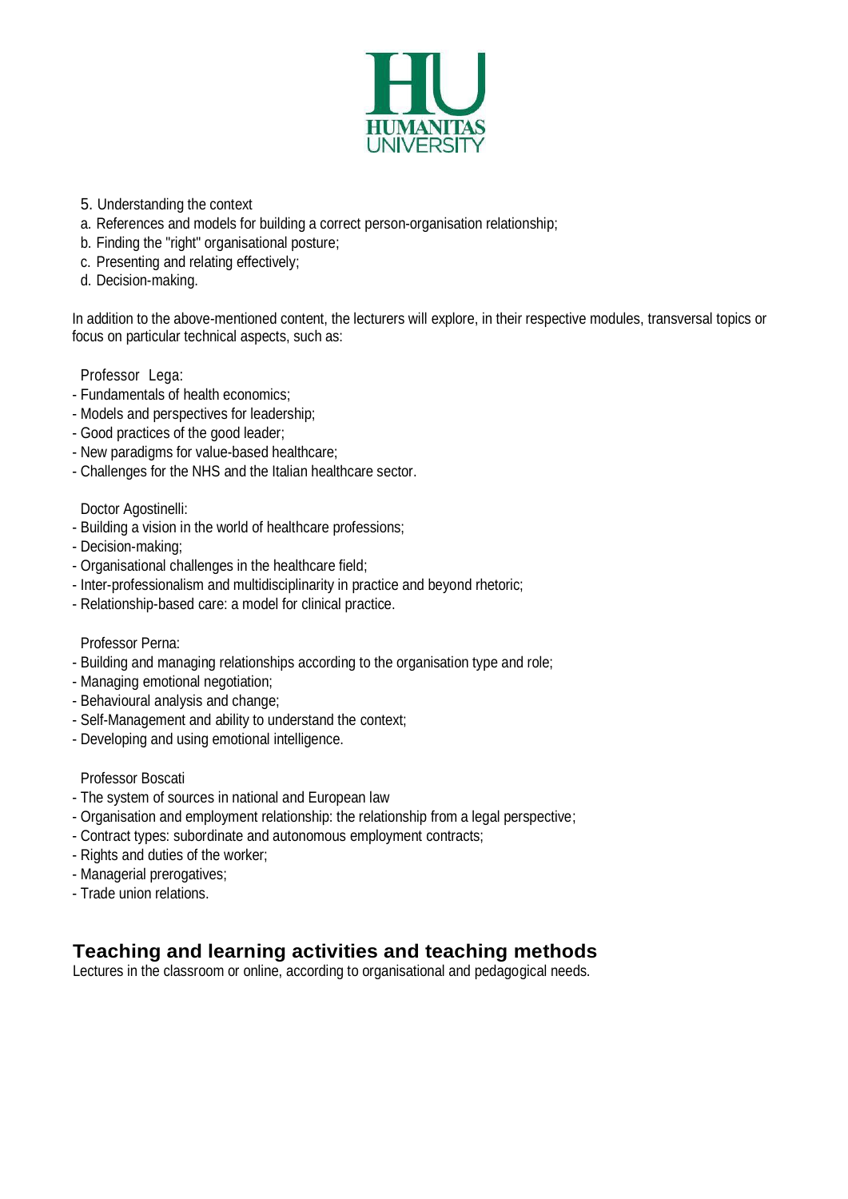5. Understanding the context
   a. References and models for building a correct person-organisation relationship;
   b. Finding the "right" organisational posture;
   c. Presenting and relating effectively;
   d. Decision-making.

In addition to the above-mentioned content, the lecturers will explore, in their respective modules, transversal topics or focus on particular technical aspects, such as:

Professor Lega:
- Fundamentals of health economics;
- Models and perspectives for leadership;
- Good practices of the good leader;
- New paradigms for value-based healthcare;
- Challenges for the NHS and the Italian healthcare sector.

Doctor Agostinelli:
- Building a vision in the world of healthcare professions;
- Decision-making;
- Organisational challenges in the healthcare field;
- Inter-professionalism and multidisciplinarity in practice and beyond rhetoric;
- Relationship-based care: a model for clinical practice.

Professor Perna:
- Building and managing relationships according to the organisation type and role;
- Managing emotional negotiation;
- Behavioural analysis and change;
- Self-Management and ability to understand the context;
- Developing and using emotional intelligence.

Professor Boscati
- The system of sources in national and European law
- Organisation and employment relationship: the relationship from a legal perspective;
- Contract types: subordinate and autonomous employment contracts;
- Rights and duties of the worker;
- Managerial prerogatives;
- Trade union relations.

## Teaching and learning activities and teaching methods

Lectures in the classroom or online, according to organisational and pedagogical needs.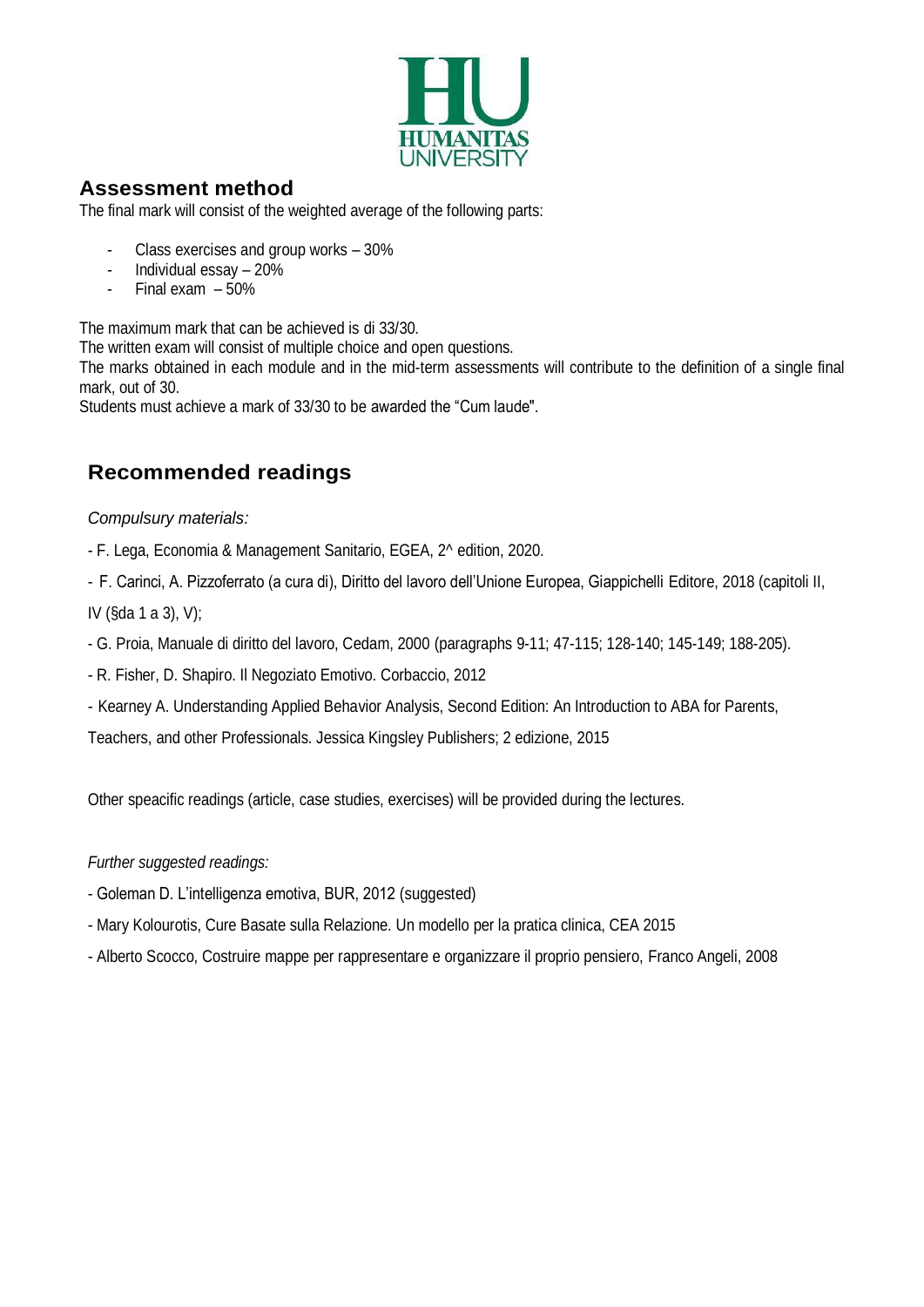## Assessment method

The final mark will consist of the weighted average of the following parts:

- Class exercises and group works – 30%
- Individual essay – 20%
- Final exam – 50%

The maximum mark that can be achieved is di 33/30.

The written exam will consist of multiple choice and open questions.

The marks obtained in each module and in the mid-term assessments will contribute to the definition of a single final mark, out of 30.

Students must achieve a mark of 33/30 to be awarded the "Cum laude".

## Recommended readings

*Compulsury materials:*

- F. Lega, Economia & Management Sanitario, EGEA, 2^ edition, 2020.
- F. Carinci, A. Pizzoferrato (a cura di), Diritto del lavoro dell'Unione Europea, Giappichelli Editore, 2018 (capitoli II, IV (§da 1 a 3), V);
- G. Proia, Manuale di diritto del lavoro, Cedam, 2000 (paragraphs 9-11; 47-115; 128-140; 145-149; 188-205).
- R. Fisher, D. Shapiro. Il Negoziato Emotivo. Corbaccio, 2012
- Kearney A. Understanding Applied Behavior Analysis, Second Edition: An Introduction to ABA for Parents, Teachers, and other Professionals. Jessica Kingsley Publishers; 2 edizione, 2015

Other speacific readings (article, case studies, exercises) will be provided during the lectures.

*Further suggested readings:*

- Goleman D. L'intelligenza emotiva, BUR, 2012 (suggested)
- Mary Kolourotis, Cure Basate sulla Relazione. Un modello per la pratica clinica, CEA 2015
- Alberto Scocco, Costruire mappe per rappresentare e organizzare il proprio pensiero, Franco Angeli, 2008